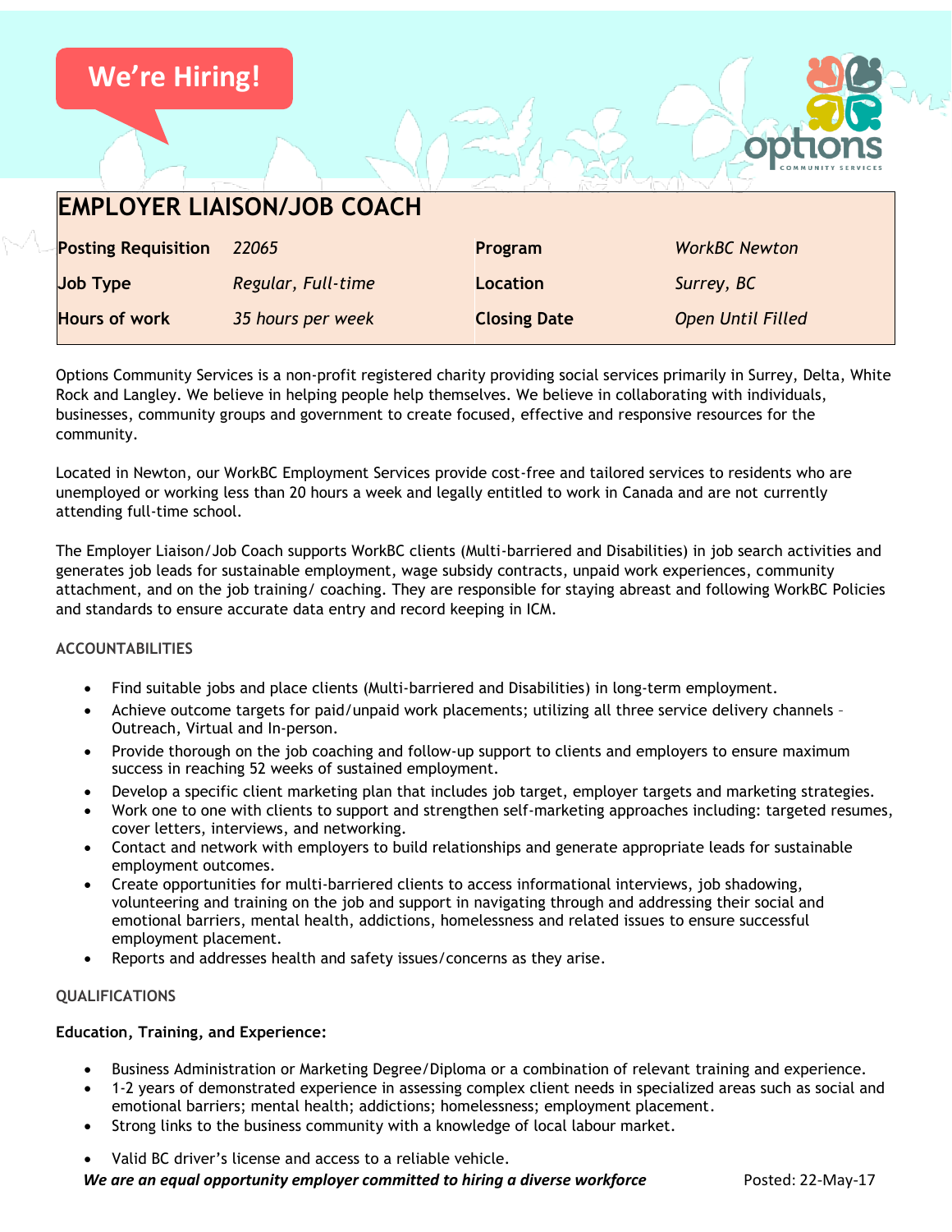We're Hiring!

# EMPLOYER LIAISON/JOB COACH

| **Posting Requisition** | *22065* | **Program** | *WorkBC Newton* |
|---|---|---|---|
| **Job Type** | *Regular, Full-time* | **Location** | *Surrey, BC* |
| **Hours of work** | *35 hours per week* | **Closing Date** | *Open Until Filled* |

Options Community Services is a non-profit registered charity providing social services primarily in Surrey, Delta, White Rock and Langley. We believe in helping people help themselves. We believe in collaborating with individuals, businesses, community groups and government to create focused, effective and responsive resources for the community.

Located in Newton, our WorkBC Employment Services provide cost-free and tailored services to residents who are unemployed or working less than 20 hours a week and legally entitled to work in Canada and are not currently attending full-time school.

The Employer Liaison/Job Coach supports WorkBC clients (Multi-barriered and Disabilities) in job search activities and generates job leads for sustainable employment, wage subsidy contracts, unpaid work experiences, community attachment, and on the job training/ coaching. They are responsible for staying abreast and following WorkBC Policies and standards to ensure accurate data entry and record keeping in ICM.

## ACCOUNTABILITIES

- Find suitable jobs and place clients (Multi-barriered and Disabilities) in long-term employment.
- Achieve outcome targets for paid/unpaid work placements; utilizing all three service delivery channels – Outreach, Virtual and In-person.
- Provide thorough on the job coaching and follow-up support to clients and employers to ensure maximum success in reaching 52 weeks of sustained employment.
- Develop a specific client marketing plan that includes job target, employer targets and marketing strategies.
- Work one to one with clients to support and strengthen self-marketing approaches including: targeted resumes, cover letters, interviews, and networking.
- Contact and network with employers to build relationships and generate appropriate leads for sustainable employment outcomes.
- Create opportunities for multi-barriered clients to access informational interviews, job shadowing, volunteering and training on the job and support in navigating through and addressing their social and emotional barriers, mental health, addictions, homelessness and related issues to ensure successful employment placement.
- Reports and addresses health and safety issues/concerns as they arise.

## QUALIFICATIONS

**Education, Training, and Experience:**

- Business Administration or Marketing Degree/Diploma or a combination of relevant training and experience.
- 1-2 years of demonstrated experience in assessing complex client needs in specialized areas such as social and emotional barriers; mental health; addictions; homelessness; employment placement.
- Strong links to the business community with a knowledge of local labour market.
- Valid BC driver's license and access to a reliable vehicle.

***We are an equal opportunity employer committed to hiring a diverse workforce*** Posted: 22-May-17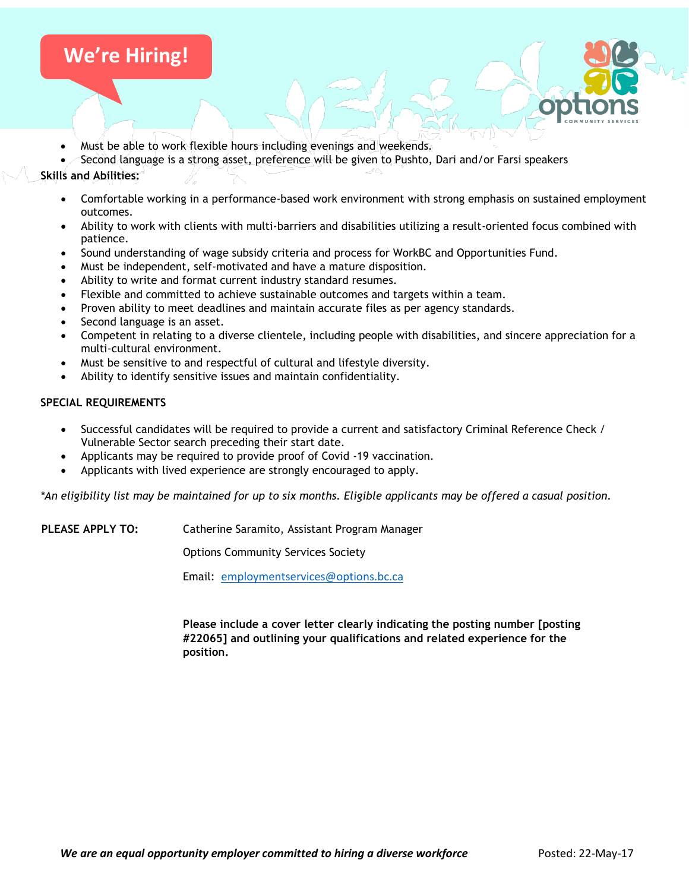We're Hiring!

- Must be able to work flexible hours including evenings and weekends.
- Second language is a strong asset, preference will be given to Pushto, Dari and/or Farsi speakers

**Skills and Abilities:**

- Comfortable working in a performance-based work environment with strong emphasis on sustained employment outcomes.
- Ability to work with clients with multi-barriers and disabilities utilizing a result-oriented focus combined with patience.
- Sound understanding of wage subsidy criteria and process for WorkBC and Opportunities Fund.
- Must be independent, self-motivated and have a mature disposition.
- Ability to write and format current industry standard resumes.
- Flexible and committed to achieve sustainable outcomes and targets within a team.
- Proven ability to meet deadlines and maintain accurate files as per agency standards.
- Second language is an asset.
- Competent in relating to a diverse clientele, including people with disabilities, and sincere appreciation for a multi-cultural environment.
- Must be sensitive to and respectful of cultural and lifestyle diversity.
- Ability to identify sensitive issues and maintain confidentiality.

**SPECIAL REQUIREMENTS**

- Successful candidates will be required to provide a current and satisfactory Criminal Reference Check / Vulnerable Sector search preceding their start date.
- Applicants may be required to provide proof of Covid -19 vaccination.
- Applicants with lived experience are strongly encouraged to apply.

*\*An eligibility list may be maintained for up to six months. Eligible applicants may be offered a casual position.*

**PLEASE APPLY TO:** Catherine Saramito, Assistant Program Manager

Options Community Services Society

Email: employmentservices@options.bc.ca

**Please include a cover letter clearly indicating the posting number [posting #22065] and outlining your qualifications and related experience for the position.**

***We are an equal opportunity employer committed to hiring a diverse workforce***

Posted: 22-May-17